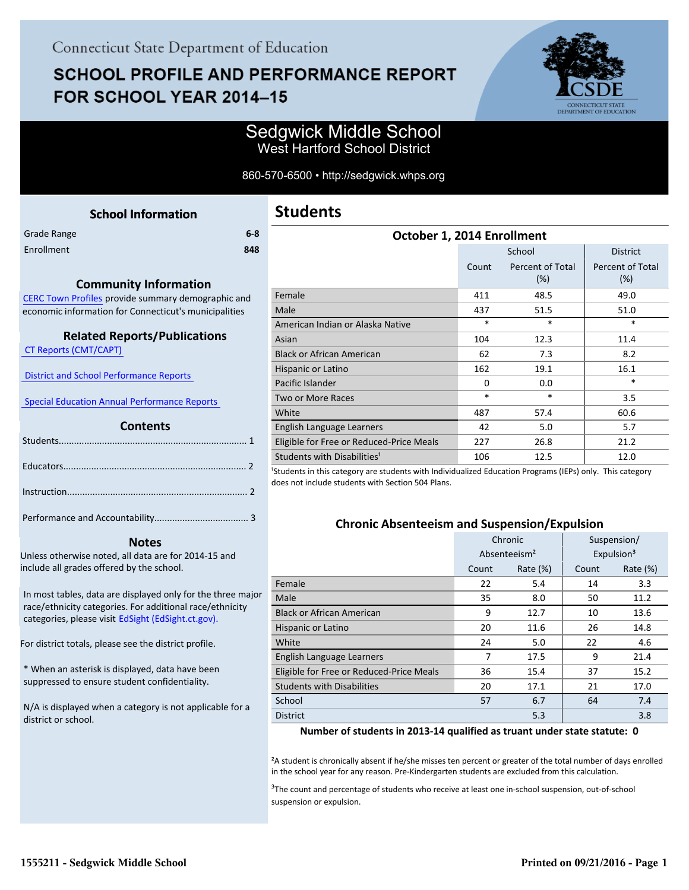Connecticut State Department of Education

# SCHOOL PROFILE AND PERFORMANCE REPORT FOR SCHOOL YEAR 2014–15

## Sedgwick Middle School
West Hartford School District

860-570-6500 • http://sedgwick.whps.org

### School Information

| | |
|---|---|
| Grade Range | 6-8 |
| Enrollment | 848 |

### Community Information

CERC Town Profiles provide summary demographic and economic information for Connecticut's municipalities

### Related Reports/Publications

CT Reports (CMT/CAPT)

District and School Performance Reports

Special Education Annual Performance Reports

### Contents

Students........................................................................ 1

Educators...................................................................... 2

Instruction..................................................................... 2

Performance and Accountability.................................... 3

### Notes

Unless otherwise noted, all data are for 2014-15 and include all grades offered by the school.

In most tables, data are displayed only for the three major race/ethnicity categories. For additional race/ethnicity categories, please visit EdSight (EdSight.ct.gov).

For district totals, please see the district profile.

* When an asterisk is displayed, data have been suppressed to ensure student confidentiality.

N/A is displayed when a category is not applicable for a district or school.

## Students

### October 1, 2014 Enrollment

| | School | | District |
|---|---|---|---|
| | Count | Percent of Total (%) | Percent of Total (%) |
| Female | 411 | 48.5 | 49.0 |
| Male | 437 | 51.5 | 51.0 |
| American Indian or Alaska Native | * | * | * |
| Asian | 104 | 12.3 | 11.4 |
| Black or African American | 62 | 7.3 | 8.2 |
| Hispanic or Latino | 162 | 19.1 | 16.1 |
| Pacific Islander | 0 | 0.0 | * |
| Two or More Races | * | * | 3.5 |
| White | 487 | 57.4 | 60.6 |
| English Language Learners | 42 | 5.0 | 5.7 |
| Eligible for Free or Reduced-Price Meals | 227 | 26.8 | 21.2 |
| Students with Disabilities[1] | 106 | 12.5 | 12.0 |

[1]Students in this category are students with Individualized Education Programs (IEPs) only. This category does not include students with Section 504 Plans.

### Chronic Absenteeism and Suspension/Expulsion

| | Chronic Absenteeism[2] | | Suspension/ Expulsion[3] | |
|---|---|---|---|---|
| | Count | Rate (%) | Count | Rate (%) |
| Female | 22 | 5.4 | 14 | 3.3 |
| Male | 35 | 8.0 | 50 | 11.2 |
| Black or African American | 9 | 12.7 | 10 | 13.6 |
| Hispanic or Latino | 20 | 11.6 | 26 | 14.8 |
| White | 24 | 5.0 | 22 | 4.6 |
| English Language Learners | 7 | 17.5 | 9 | 21.4 |
| Eligible for Free or Reduced-Price Meals | 36 | 15.4 | 37 | 15.2 |
| Students with Disabilities | 20 | 17.1 | 21 | 17.0 |
| School | 57 | 6.7 | 64 | 7.4 |
| District | | 5.3 | | 3.8 |

**Number of students in 2013-14 qualified as truant under state statute: 0**

[2]A student is chronically absent if he/she misses ten percent or greater of the total number of days enrolled in the school year for any reason. Pre-Kindergarten students are excluded from this calculation.

[3]The count and percentage of students who receive at least one in-school suspension, out-of-school suspension or expulsion.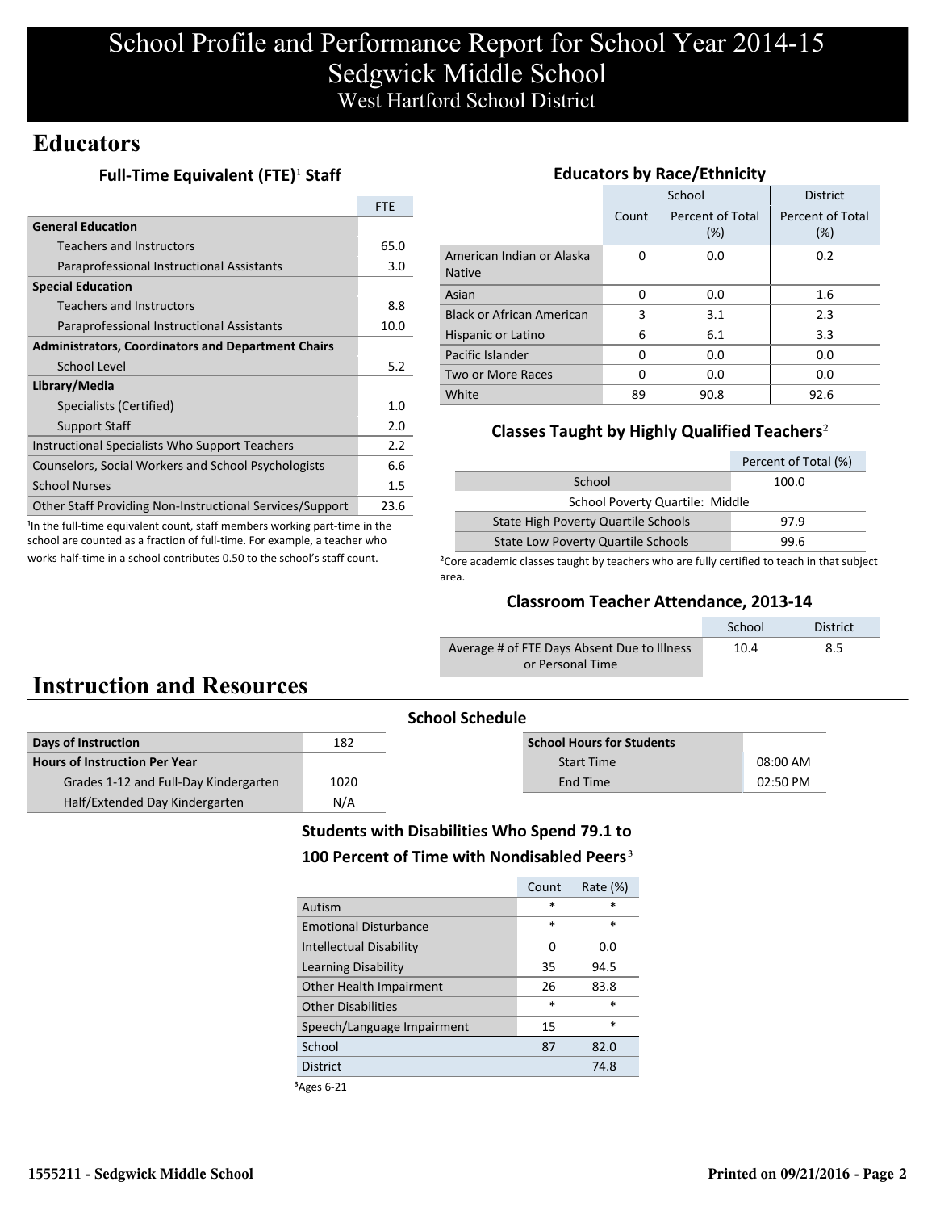# School Profile and Performance Report for School Year 2014-15
# Sedgwick Middle School
## West Hartford School District

## Educators

### Full-Time Equivalent (FTE)[1] Staff

| | FTE |
|---|---|
| **General Education** | |
| Teachers and Instructors | 65.0 |
| Paraprofessional Instructional Assistants | 3.0 |
| **Special Education** | |
| Teachers and Instructors | 8.8 |
| Paraprofessional Instructional Assistants | 10.0 |
| **Administrators, Coordinators and Department Chairs** | |
| School Level | 5.2 |
| **Library/Media** | |
| Specialists (Certified) | 1.0 |
| Support Staff | 2.0 |
| Instructional Specialists Who Support Teachers | 2.2 |
| Counselors, Social Workers and School Psychologists | 6.6 |
| School Nurses | 1.5 |
| Other Staff Providing Non-Instructional Services/Support | 23.6 |

[1]In the full-time equivalent count, staff members working part-time in the school are counted as a fraction of full-time. For example, a teacher who works half-time in a school contributes 0.50 to the school's staff count.

### Educators by Race/Ethnicity

| | School | | District |
|---|---|---|---|
| | Count | Percent of Total (%) | Percent of Total (%) |
| American Indian or Alaska Native | 0 | 0.0 | 0.2 |
| Asian | 0 | 0.0 | 1.6 |
| Black or African American | 3 | 3.1 | 2.3 |
| Hispanic or Latino | 6 | 6.1 | 3.3 |
| Pacific Islander | 0 | 0.0 | 0.0 |
| Two or More Races | 0 | 0.0 | 0.0 |
| White | 89 | 90.8 | 92.6 |

### Classes Taught by Highly Qualified Teachers[2]

| | Percent of Total (%) |
|---|---|
| School | 100.0 |
| School Poverty Quartile: Middle | |
| State High Poverty Quartile Schools | 97.9 |
| State Low Poverty Quartile Schools | 99.6 |

[2]Core academic classes taught by teachers who are fully certified to teach in that subject area.

### Classroom Teacher Attendance, 2013-14

| | School | District |
|---|---|---|
| Average # of FTE Days Absent Due to Illness or Personal Time | 10.4 | 8.5 |

## Instruction and Resources

### School Schedule

| | |
|---|---|
| **Days of Instruction** | 182 |
| **Hours of Instruction Per Year** | |
| Grades 1-12 and Full-Day Kindergarten | 1020 |
| Half/Extended Day Kindergarten | N/A |

| **School Hours for Students** | |
|---|---|
| Start Time | 08:00 AM |
| End Time | 02:50 PM |

### Students with Disabilities Who Spend 79.1 to 100 Percent of Time with Nondisabled Peers[3]

| | Count | Rate (%) |
|---|---|---|
| Autism | * | * |
| Emotional Disturbance | * | * |
| Intellectual Disability | 0 | 0.0 |
| Learning Disability | 35 | 94.5 |
| Other Health Impairment | 26 | 83.8 |
| Other Disabilities | * | * |
| Speech/Language Impairment | 15 | * |
| School | 87 | 82.0 |
| District | | 74.8 |

[3]Ages 6-21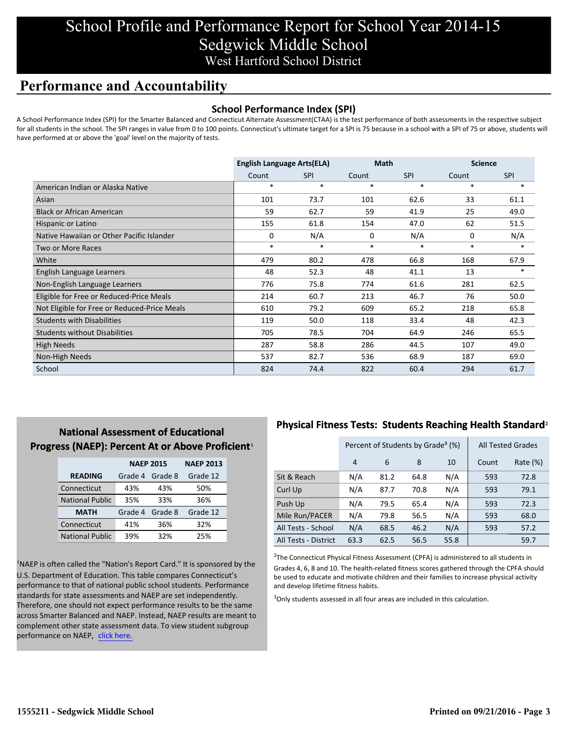# School Profile and Performance Report for School Year 2014-15
# Sedgwick Middle School
## West Hartford School District

## Performance and Accountability

### School Performance Index (SPI)

A School Performance Index (SPI) for the Smarter Balanced and Connecticut Alternate Assessment(CTAA) is the test performance of both assessments in the respective subject for all students in the school. The SPI ranges in value from 0 to 100 points. Connecticut's ultimate target for a SPI is 75 because in a school with a SPI of 75 or above, students will have performed at or above the 'goal' level on the majority of tests.

| | English Language Arts(ELA) | | Math | | Science | |
|---|---|---|---|---|---|---|
| | Count | SPI | Count | SPI | Count | SPI |
| American Indian or Alaska Native | * | * | * | * | * | * |
| Asian | 101 | 73.7 | 101 | 62.6 | 33 | 61.1 |
| Black or African American | 59 | 62.7 | 59 | 41.9 | 25 | 49.0 |
| Hispanic or Latino | 155 | 61.8 | 154 | 47.0 | 62 | 51.5 |
| Native Hawaiian or Other Pacific Islander | 0 | N/A | 0 | N/A | 0 | N/A |
| Two or More Races | * | * | * | * | * | * |
| White | 479 | 80.2 | 478 | 66.8 | 168 | 67.9 |
| English Language Learners | 48 | 52.3 | 48 | 41.1 | 13 | * |
| Non-English Language Learners | 776 | 75.8 | 774 | 61.6 | 281 | 62.5 |
| Eligible for Free or Reduced-Price Meals | 214 | 60.7 | 213 | 46.7 | 76 | 50.0 |
| Not Eligible for Free or Reduced-Price Meals | 610 | 79.2 | 609 | 65.2 | 218 | 65.8 |
| Students with Disabilities | 119 | 50.0 | 118 | 33.4 | 48 | 42.3 |
| Students without Disabilities | 705 | 78.5 | 704 | 64.9 | 246 | 65.5 |
| High Needs | 287 | 58.8 | 286 | 44.5 | 107 | 49.0 |
| Non-High Needs | 537 | 82.7 | 536 | 68.9 | 187 | 69.0 |
| School | 824 | 74.4 | 822 | 60.4 | 294 | 61.7 |

### National Assessment of Educational Progress (NAEP): Percent At or Above Proficient[1]

| | NAEP 2015 | | NAEP 2013 |
|---|---|---|---|
| READING | Grade 4 | Grade 8 | Grade 12 |
| Connecticut | 43% | 43% | 50% |
| National Public | 35% | 33% | 36% |
| MATH | Grade 4 | Grade 8 | Grade 12 |
| Connecticut | 41% | 36% | 32% |
| National Public | 39% | 32% | 25% |

[1]NAEP is often called the "Nation's Report Card." It is sponsored by the U.S. Department of Education. This table compares Connecticut's performance to that of national public school students. Performance standards for state assessments and NAEP are set independently. Therefore, one should not expect performance results to be the same across Smarter Balanced and NAEP. Instead, NAEP results are meant to complement other state assessment data. To view student subgroup performance on NAEP, click here.

### Physical Fitness Tests: Students Reaching Health Standard[2]

| | Percent of Students by Grade[3] (%) | | | | All Tested Grades | |
|---|---|---|---|---|---|---|
| | 4 | 6 | 8 | 10 | Count | Rate (%) |
| Sit & Reach | N/A | 81.2 | 64.8 | N/A | 593 | 72.8 |
| Curl Up | N/A | 87.7 | 70.8 | N/A | 593 | 79.1 |
| Push Up | N/A | 79.5 | 65.4 | N/A | 593 | 72.3 |
| Mile Run/PACER | N/A | 79.8 | 56.5 | N/A | 593 | 68.0 |
| All Tests - School | N/A | 68.5 | 46.2 | N/A | 593 | 57.2 |
| All Tests - District | 63.3 | 62.5 | 56.5 | 55.8 | | 59.7 |

[2]The Connecticut Physical Fitness Assessment (CPFA) is administered to all students in Grades 4, 6, 8 and 10. The health-related fitness scores gathered through the CPFA should be used to educate and motivate children and their families to increase physical activity and develop lifetime fitness habits.

[3]Only students assessed in all four areas are included in this calculation.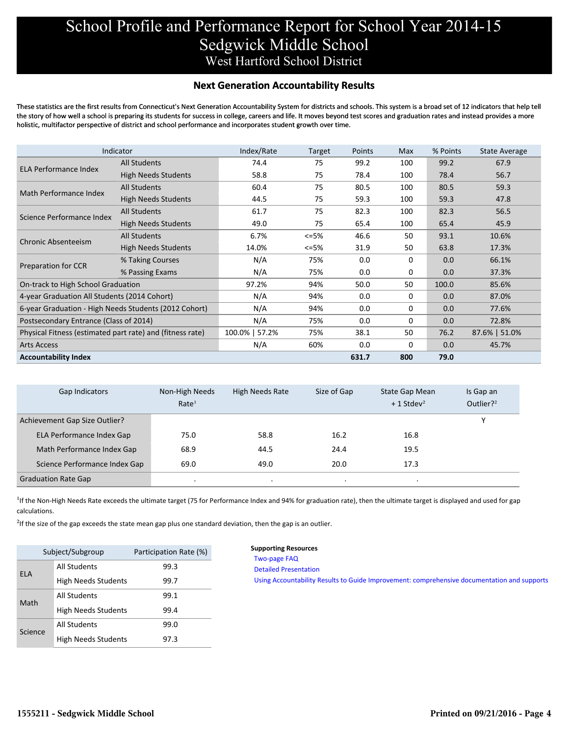# School Profile and Performance Report for School Year 2014-15
# Sedgwick Middle School
## West Hartford School District

### Next Generation Accountability Results

These statistics are the first results from Connecticut's Next Generation Accountability System for districts and schools. This system is a broad set of 12 indicators that help tell the story of how well a school is preparing its students for success in college, careers and life. It moves beyond test scores and graduation rates and instead provides a more holistic, multifactor perspective of district and school performance and incorporates student growth over time.

| Indicator | | Index/Rate | Target | Points | Max | % Points | State Average |
|---|---|---|---|---|---|---|---|
| ELA Performance Index | All Students | 74.4 | 75 | 99.2 | 100 | 99.2 | 67.9 |
| | High Needs Students | 58.8 | 75 | 78.4 | 100 | 78.4 | 56.7 |
| Math Performance Index | All Students | 60.4 | 75 | 80.5 | 100 | 80.5 | 59.3 |
| | High Needs Students | 44.5 | 75 | 59.3 | 100 | 59.3 | 47.8 |
| Science Performance Index | All Students | 61.7 | 75 | 82.3 | 100 | 82.3 | 56.5 |
| | High Needs Students | 49.0 | 75 | 65.4 | 100 | 65.4 | 45.9 |
| Chronic Absenteeism | All Students | 6.7% | <=5% | 46.6 | 50 | 93.1 | 10.6% |
| | High Needs Students | 14.0% | <=5% | 31.9 | 50 | 63.8 | 17.3% |
| Preparation for CCR | % Taking Courses | N/A | 75% | 0.0 | 0 | 0.0 | 66.1% |
| | % Passing Exams | N/A | 75% | 0.0 | 0 | 0.0 | 37.3% |
| On-track to High School Graduation | | 97.2% | 94% | 50.0 | 50 | 100.0 | 85.6% |
| 4-year Graduation All Students (2014 Cohort) | | N/A | 94% | 0.0 | 0 | 0.0 | 87.0% |
| 6-year Graduation - High Needs Students (2012 Cohort) | | N/A | 94% | 0.0 | 0 | 0.0 | 77.6% |
| Postsecondary Entrance (Class of 2014) | | N/A | 75% | 0.0 | 0 | 0.0 | 72.8% |
| Physical Fitness (estimated part rate) and (fitness rate) | | 100.0% \| 57.2% | 75% | 38.1 | 50 | 76.2 | 87.6% \| 51.0% |
| Arts Access | | N/A | 60% | 0.0 | 0 | 0.0 | 45.7% |
| **Accountability Index** | | | | **631.7** | **800** | **79.0** | |

| Gap Indicators | Non-High Needs Rate[1] | High Needs Rate | Size of Gap | State Gap Mean + 1 Stdev[2] | Is Gap an Outlier?[2] |
|---|---|---|---|---|---|
| Achievement Gap Size Outlier? | | | | | Y |
| ELA Performance Index Gap | 75.0 | 58.8 | 16.2 | 16.8 | |
| Math Performance Index Gap | 68.9 | 44.5 | 24.4 | 19.5 | |
| Science Performance Index Gap | 69.0 | 49.0 | 20.0 | 17.3 | |
| Graduation Rate Gap | . | . | . | . | |

[1]If the Non-High Needs Rate exceeds the ultimate target (75 for Performance Index and 94% for graduation rate), then the ultimate target is displayed and used for gap calculations.

[2]If the size of the gap exceeds the state mean gap plus one standard deviation, then the gap is an outlier.

| Subject/Subgroup | | Participation Rate (%) |
|---|---|---|
| ELA | All Students | 99.3 |
| | High Needs Students | 99.7 |
| Math | All Students | 99.1 |
| | High Needs Students | 99.4 |
| Science | All Students | 99.0 |
| | High Needs Students | 97.3 |

**Supporting Resources**

- Two-page FAQ
- Detailed Presentation
- Using Accountability Results to Guide Improvement: comprehensive documentation and supports

1555211 - Sedgwick Middle School

Printed on 09/21/2016